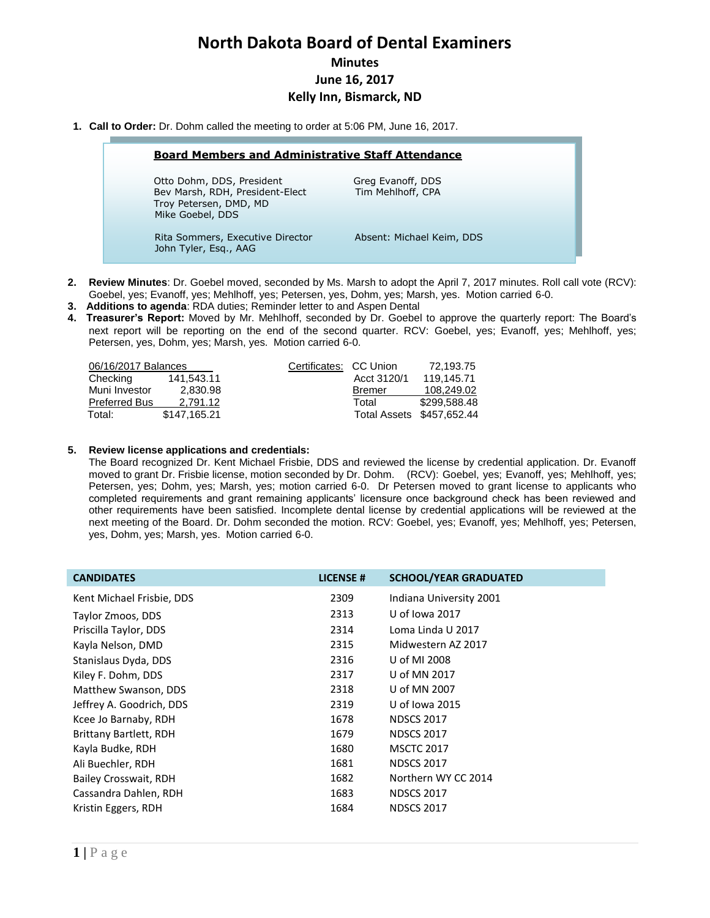# North Dakota Board of Dental Examiners

## Minutes

## June 16, 2017

## Kelly Inn, Bismarck, ND

1. **Call to Order:** Dr. Dohm called the meeting to order at 5:06 PM, June 16, 2017.

**Board Members and Administrative Staff Attendance**

Otto Dohm, DDS, President
Bev Marsh, RDH, President-Elect
Troy Petersen, DMD, MD
Mike Goebel, DDS
Greg Evanoff, DDS
Tim Mehlhoff, CPA

Rita Sommers, Executive Director
John Tyler, Esq., AAG

Absent: Michael Keim, DDS

2. **Review Minutes**: Dr. Goebel moved, seconded by Ms. Marsh to adopt the April 7, 2017 minutes. Roll call vote (RCV): Goebel, yes; Evanoff, yes; Mehlhoff, yes; Petersen, yes, Dohm, yes; Marsh, yes. Motion carried 6-0.
3. **Additions to agenda**: RDA duties; Reminder letter to and Aspen Dental
4. **Treasurer's Report:** Moved by Mr. Mehlhoff, seconded by Dr. Goebel to approve the quarterly report: The Board's next report will be reporting on the end of the second quarter. RCV: Goebel, yes; Evanoff, yes; Mehlhoff, yes; Petersen, yes, Dohm, yes; Marsh, yes. Motion carried 6-0.

| 06/16/2017 Balances | |
|---|---|
| Checking | 141,543.11 |
| Muni Investor | 2,830.98 |
| Preferred Bus | 2,791.12 |
| Total: | $147,165.21 |

| Certificates: | |
|---|---|
| CC Union | 72,193.75 |
| Acct 3120/1 | 119,145.71 |
| Bremer | 108,249.02 |
| Total | $299,588.48 |
| Total Assets | $457,652.44 |

5. **Review license applications and credentials:**
The Board recognized Dr. Kent Michael Frisbie, DDS and reviewed the license by credential application. Dr. Evanoff moved to grant Dr. Frisbie license, motion seconded by Dr. Dohm. (RCV): Goebel, yes; Evanoff, yes; Mehlhoff, yes; Petersen, yes; Dohm, yes; Marsh, yes; motion carried 6-0. Dr Petersen moved to grant license to applicants who completed requirements and grant remaining applicants' licensure once background check has been reviewed and other requirements have been satisfied. Incomplete dental license by credential applications will be reviewed at the next meeting of the Board. Dr. Dohm seconded the motion. RCV: Goebel, yes; Evanoff, yes; Mehlhoff, yes; Petersen, yes, Dohm, yes; Marsh, yes. Motion carried 6-0.

| CANDIDATES | LICENSE # | SCHOOL/YEAR GRADUATED |
|---|---|---|
| Kent Michael Frisbie, DDS | 2309 | Indiana University 2001 |
| Taylor Zmoos, DDS | 2313 | U of Iowa 2017 |
| Priscilla Taylor, DDS | 2314 | Loma Linda U 2017 |
| Kayla Nelson, DMD | 2315 | Midwestern AZ 2017 |
| Stanislaus Dyda, DDS | 2316 | U of MI 2008 |
| Kiley F. Dohm, DDS | 2317 | U of MN 2017 |
| Matthew Swanson, DDS | 2318 | U of MN 2007 |
| Jeffrey A. Goodrich, DDS | 2319 | U of Iowa 2015 |
| Kcee Jo Barnaby, RDH | 1678 | NDSCS 2017 |
| Brittany Bartlett, RDH | 1679 | NDSCS 2017 |
| Kayla Budke, RDH | 1680 | MSCTC 2017 |
| Ali Buechler, RDH | 1681 | NDSCS 2017 |
| Bailey Crosswait, RDH | 1682 | Northern WY CC 2014 |
| Cassandra Dahlen, RDH | 1683 | NDSCS 2017 |
| Kristin Eggers, RDH | 1684 | NDSCS 2017 |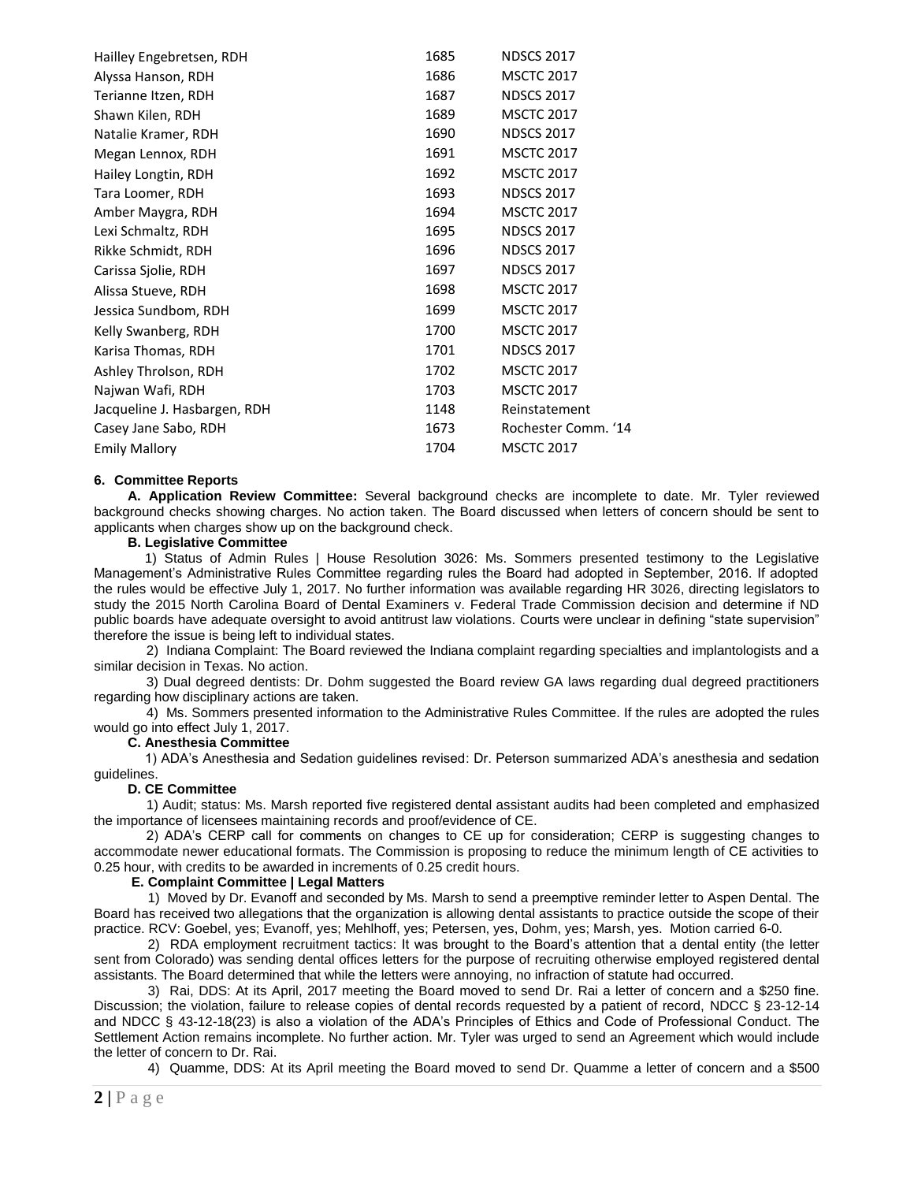| | | |
|---|---|---|
| Hailley Engebretsen, RDH | 1685 | NDSCS 2017 |
| Alyssa Hanson, RDH | 1686 | MSCTC 2017 |
| Terianne Itzen, RDH | 1687 | NDSCS 2017 |
| Shawn Kilen, RDH | 1689 | MSCTC 2017 |
| Natalie Kramer, RDH | 1690 | NDSCS 2017 |
| Megan Lennox, RDH | 1691 | MSCTC 2017 |
| Hailey Longtin, RDH | 1692 | MSCTC 2017 |
| Tara Loomer, RDH | 1693 | NDSCS 2017 |
| Amber Maygra, RDH | 1694 | MSCTC 2017 |
| Lexi Schmaltz, RDH | 1695 | NDSCS 2017 |
| Rikke Schmidt, RDH | 1696 | NDSCS 2017 |
| Carissa Sjolie, RDH | 1697 | NDSCS 2017 |
| Alissa Stueve, RDH | 1698 | MSCTC 2017 |
| Jessica Sundbom, RDH | 1699 | MSCTC 2017 |
| Kelly Swanberg, RDH | 1700 | MSCTC 2017 |
| Karisa Thomas, RDH | 1701 | NDSCS 2017 |
| Ashley Throlson, RDH | 1702 | MSCTC 2017 |
| Najwan Wafi, RDH | 1703 | MSCTC 2017 |
| Jacqueline J. Hasbargen, RDH | 1148 | Reinstatement |
| Casey Jane Sabo, RDH | 1673 | Rochester Comm. '14 |
| Emily Mallory | 1704 | MSCTC 2017 |

**6. Committee Reports**

**A. Application Review Committee:** Several background checks are incomplete to date. Mr. Tyler reviewed background checks showing charges. No action taken. The Board discussed when letters of concern should be sent to applicants when charges show up on the background check.

**B. Legislative Committee**

1) Status of Admin Rules | House Resolution 3026: Ms. Sommers presented testimony to the Legislative Management's Administrative Rules Committee regarding rules the Board had adopted in September, 2016. If adopted the rules would be effective July 1, 2017. No further information was available regarding HR 3026, directing legislators to study the 2015 North Carolina Board of Dental Examiners v. Federal Trade Commission decision and determine if ND public boards have adequate oversight to avoid antitrust law violations. Courts were unclear in defining "state supervision" therefore the issue is being left to individual states.

2) Indiana Complaint: The Board reviewed the Indiana complaint regarding specialties and implantologists and a similar decision in Texas. No action.

3) Dual degreed dentists: Dr. Dohm suggested the Board review GA laws regarding dual degreed practitioners regarding how disciplinary actions are taken.

4) Ms. Sommers presented information to the Administrative Rules Committee. If the rules are adopted the rules would go into effect July 1, 2017.

**C. Anesthesia Committee**

1) ADA's Anesthesia and Sedation guidelines revised: Dr. Peterson summarized ADA's anesthesia and sedation guidelines.

**D. CE Committee**

1) Audit; status: Ms. Marsh reported five registered dental assistant audits had been completed and emphasized the importance of licensees maintaining records and proof/evidence of CE.

2) ADA's CERP call for comments on changes to CE up for consideration; CERP is suggesting changes to accommodate newer educational formats. The Commission is proposing to reduce the minimum length of CE activities to 0.25 hour, with credits to be awarded in increments of 0.25 credit hours.

**E. Complaint Committee | Legal Matters**

1) Moved by Dr. Evanoff and seconded by Ms. Marsh to send a preemptive reminder letter to Aspen Dental. The Board has received two allegations that the organization is allowing dental assistants to practice outside the scope of their practice. RCV: Goebel, yes; Evanoff, yes; Mehlhoff, yes; Petersen, yes, Dohm, yes; Marsh, yes. Motion carried 6-0.

2) RDA employment recruitment tactics: It was brought to the Board's attention that a dental entity (the letter sent from Colorado) was sending dental offices letters for the purpose of recruiting otherwise employed registered dental assistants. The Board determined that while the letters were annoying, no infraction of statute had occurred.

3) Rai, DDS: At its April, 2017 meeting the Board moved to send Dr. Rai a letter of concern and a $250 fine. Discussion; the violation, failure to release copies of dental records requested by a patient of record, NDCC § 23-12-14 and NDCC § 43-12-18(23) is also a violation of the ADA's Principles of Ethics and Code of Professional Conduct. The Settlement Action remains incomplete. No further action. Mr. Tyler was urged to send an Agreement which would include the letter of concern to Dr. Rai.

4) Quamme, DDS: At its April meeting the Board moved to send Dr. Quamme a letter of concern and a $500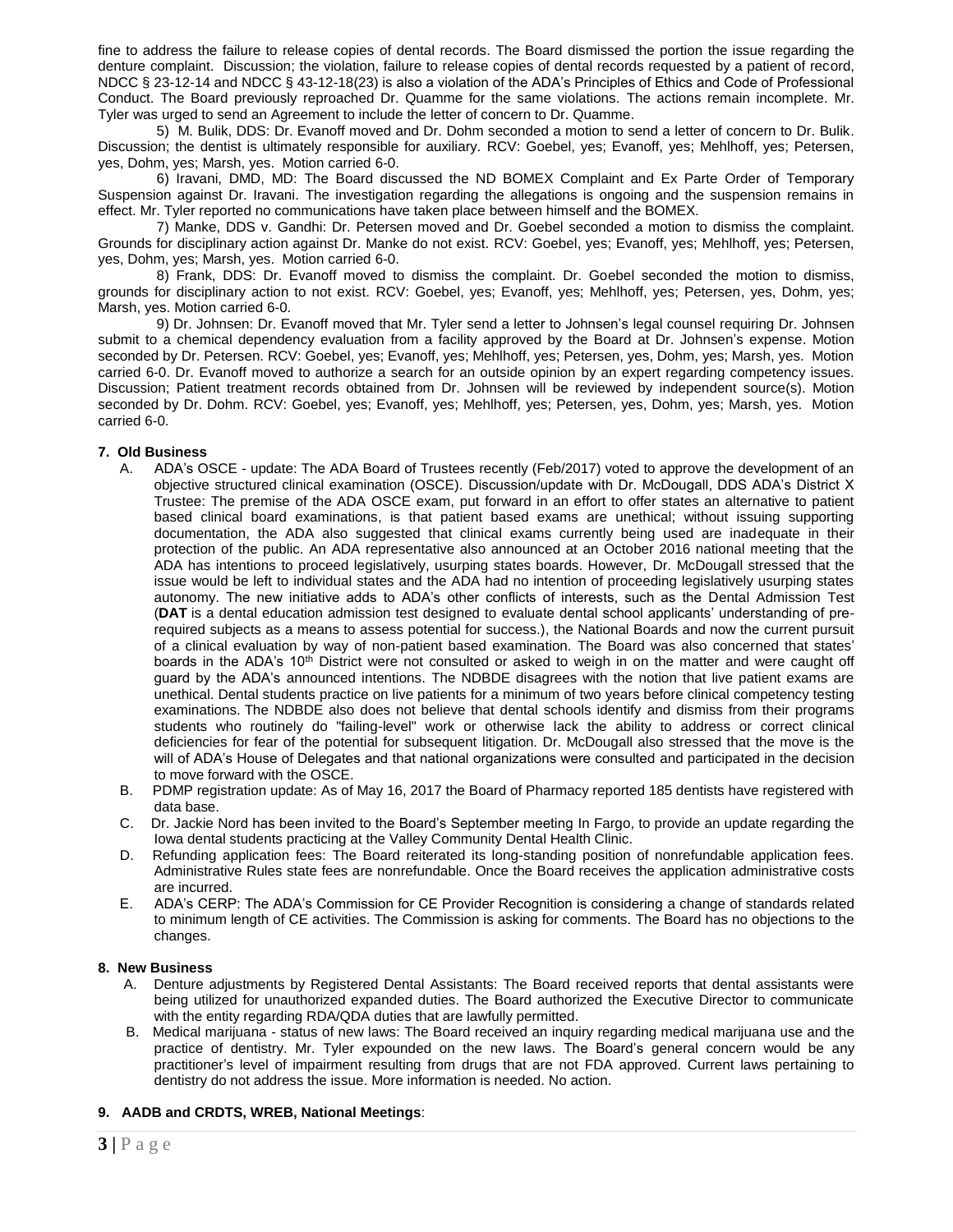fine to address the failure to release copies of dental records. The Board dismissed the portion the issue regarding the denture complaint. Discussion; the violation, failure to release copies of dental records requested by a patient of record, NDCC § 23-12-14 and NDCC § 43-12-18(23) is also a violation of the ADA's Principles of Ethics and Code of Professional Conduct. The Board previously reproached Dr. Quamme for the same violations. The actions remain incomplete. Mr. Tyler was urged to send an Agreement to include the letter of concern to Dr. Quamme.

5) M. Bulik, DDS: Dr. Evanoff moved and Dr. Dohm seconded a motion to send a letter of concern to Dr. Bulik. Discussion; the dentist is ultimately responsible for auxiliary. RCV: Goebel, yes; Evanoff, yes; Mehlhoff, yes; Petersen, yes, Dohm, yes; Marsh, yes. Motion carried 6-0.

6) Iravani, DMD, MD: The Board discussed the ND BOMEX Complaint and Ex Parte Order of Temporary Suspension against Dr. Iravani. The investigation regarding the allegations is ongoing and the suspension remains in effect. Mr. Tyler reported no communications have taken place between himself and the BOMEX.

7) Manke, DDS v. Gandhi: Dr. Petersen moved and Dr. Goebel seconded a motion to dismiss the complaint. Grounds for disciplinary action against Dr. Manke do not exist. RCV: Goebel, yes; Evanoff, yes; Mehlhoff, yes; Petersen, yes, Dohm, yes; Marsh, yes. Motion carried 6-0.

8) Frank, DDS: Dr. Evanoff moved to dismiss the complaint. Dr. Goebel seconded the motion to dismiss, grounds for disciplinary action to not exist. RCV: Goebel, yes; Evanoff, yes; Mehlhoff, yes; Petersen, yes, Dohm, yes; Marsh, yes. Motion carried 6-0.

9) Dr. Johnsen: Dr. Evanoff moved that Mr. Tyler send a letter to Johnsen's legal counsel requiring Dr. Johnsen submit to a chemical dependency evaluation from a facility approved by the Board at Dr. Johnsen's expense. Motion seconded by Dr. Petersen. RCV: Goebel, yes; Evanoff, yes; Mehlhoff, yes; Petersen, yes, Dohm, yes; Marsh, yes. Motion carried 6-0. Dr. Evanoff moved to authorize a search for an outside opinion by an expert regarding competency issues. Discussion; Patient treatment records obtained from Dr. Johnsen will be reviewed by independent source(s). Motion seconded by Dr. Dohm. RCV: Goebel, yes; Evanoff, yes; Mehlhoff, yes; Petersen, yes, Dohm, yes; Marsh, yes. Motion carried 6-0.

## 7. Old Business

A. ADA's OSCE - update: The ADA Board of Trustees recently (Feb/2017) voted to approve the development of an objective structured clinical examination (OSCE). Discussion/update with Dr. McDougall, DDS ADA's District X Trustee: The premise of the ADA OSCE exam, put forward in an effort to offer states an alternative to patient based clinical board examinations, is that patient based exams are unethical; without issuing supporting documentation, the ADA also suggested that clinical exams currently being used are inadequate in their protection of the public. An ADA representative also announced at an October 2016 national meeting that the ADA has intentions to proceed legislatively, usurping states boards. However, Dr. McDougall stressed that the issue would be left to individual states and the ADA had no intention of proceeding legislatively usurping states autonomy. The new initiative adds to ADA's other conflicts of interests, such as the Dental Admission Test (**DAT** is a dental education admission test designed to evaluate dental school applicants' understanding of pre-required subjects as a means to assess potential for success.), the National Boards and now the current pursuit of a clinical evaluation by way of non-patient based examination. The Board was also concerned that states' boards in the ADA's 10th District were not consulted or asked to weigh in on the matter and were caught off guard by the ADA's announced intentions. The NDBDE disagrees with the notion that live patient exams are unethical. Dental students practice on live patients for a minimum of two years before clinical competency testing examinations. The NDBDE also does not believe that dental schools identify and dismiss from their programs students who routinely do "failing-level" work or otherwise lack the ability to address or correct clinical deficiencies for fear of the potential for subsequent litigation. Dr. McDougall also stressed that the move is the will of ADA's House of Delegates and that national organizations were consulted and participated in the decision to move forward with the OSCE.

B. PDMP registration update: As of May 16, 2017 the Board of Pharmacy reported 185 dentists have registered with data base.

C. Dr. Jackie Nord has been invited to the Board's September meeting In Fargo, to provide an update regarding the Iowa dental students practicing at the Valley Community Dental Health Clinic.

D. Refunding application fees: The Board reiterated its long-standing position of nonrefundable application fees. Administrative Rules state fees are nonrefundable. Once the Board receives the application administrative costs are incurred.

E. ADA's CERP: The ADA's Commission for CE Provider Recognition is considering a change of standards related to minimum length of CE activities. The Commission is asking for comments. The Board has no objections to the changes.

## 8. New Business

A. Denture adjustments by Registered Dental Assistants: The Board received reports that dental assistants were being utilized for unauthorized expanded duties. The Board authorized the Executive Director to communicate with the entity regarding RDA/QDA duties that are lawfully permitted.

B. Medical marijuana - status of new laws: The Board received an inquiry regarding medical marijuana use and the practice of dentistry. Mr. Tyler expounded on the new laws. The Board's general concern would be any practitioner's level of impairment resulting from drugs that are not FDA approved. Current laws pertaining to dentistry do not address the issue. More information is needed. No action.

## 9. AADB and CRDTS, WREB, National Meetings: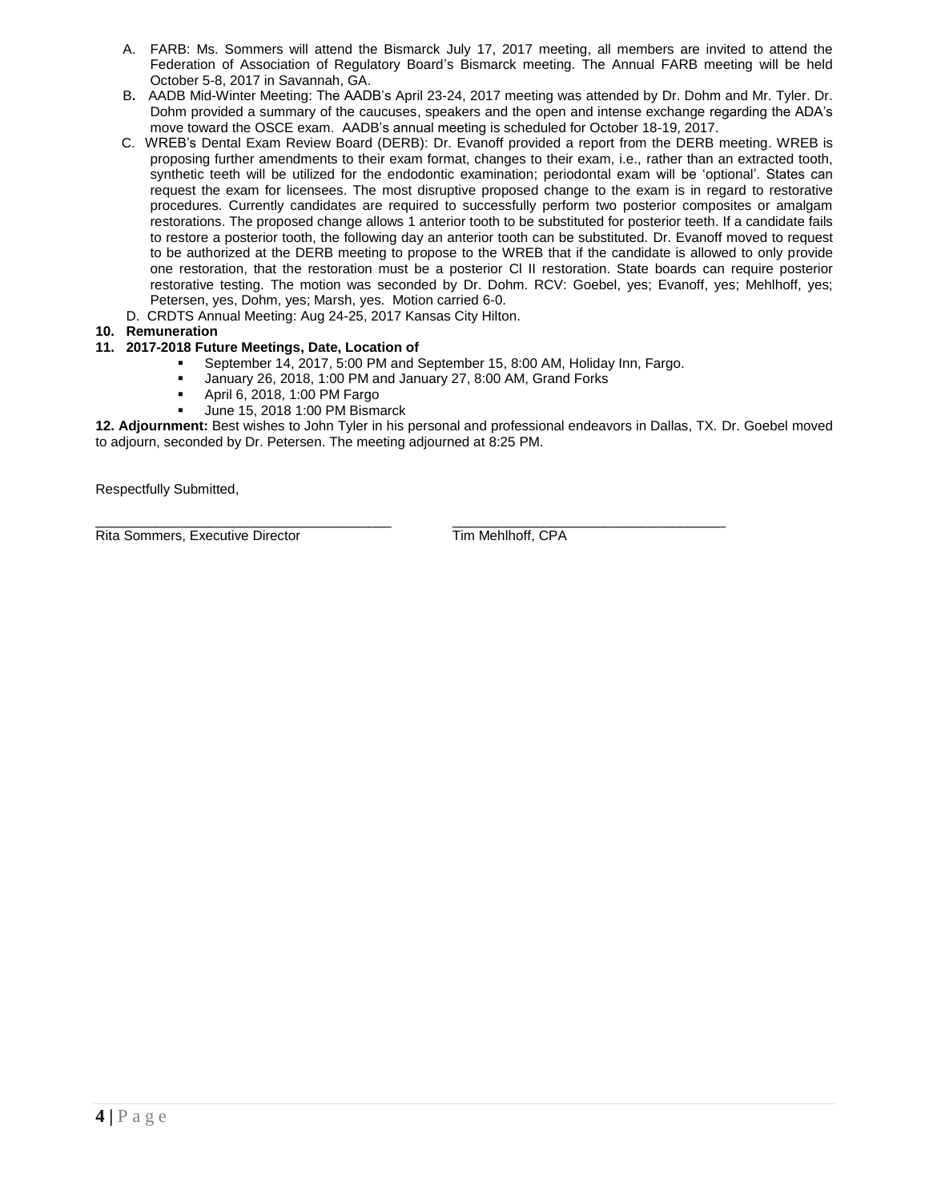A. FARB: Ms. Sommers will attend the Bismarck July 17, 2017 meeting, all members are invited to attend the Federation of Association of Regulatory Board's Bismarck meeting. The Annual FARB meeting will be held October 5-8, 2017 in Savannah, GA.

B. AADB Mid-Winter Meeting: The AADB's April 23-24, 2017 meeting was attended by Dr. Dohm and Mr. Tyler. Dr. Dohm provided a summary of the caucuses, speakers and the open and intense exchange regarding the ADA's move toward the OSCE exam. AADB's annual meeting is scheduled for October 18-19, 2017.

C. WREB's Dental Exam Review Board (DERB): Dr. Evanoff provided a report from the DERB meeting. WREB is proposing further amendments to their exam format, changes to their exam, i.e., rather than an extracted tooth, synthetic teeth will be utilized for the endodontic examination; periodontal exam will be 'optional'. States can request the exam for licensees. The most disruptive proposed change to the exam is in regard to restorative procedures. Currently candidates are required to successfully perform two posterior composites or amalgam restorations. The proposed change allows 1 anterior tooth to be substituted for posterior teeth. If a candidate fails to restore a posterior tooth, the following day an anterior tooth can be substituted. Dr. Evanoff moved to request to be authorized at the DERB meeting to propose to the WREB that if the candidate is allowed to only provide one restoration, that the restoration must be a posterior Cl II restoration. State boards can require posterior restorative testing. The motion was seconded by Dr. Dohm. RCV: Goebel, yes; Evanoff, yes; Mehlhoff, yes; Petersen, yes, Dohm, yes; Marsh, yes. Motion carried 6-0.

D. CRDTS Annual Meeting: Aug 24-25, 2017 Kansas City Hilton.

**10. Remuneration**

**11. 2017-2018 Future Meetings, Date, Location of**

- September 14, 2017, 5:00 PM and September 15, 8:00 AM, Holiday Inn, Fargo.
- January 26, 2018, 1:00 PM and January 27, 8:00 AM, Grand Forks
- April 6, 2018, 1:00 PM Fargo
- June 15, 2018 1:00 PM Bismarck

**12. Adjournment:** Best wishes to John Tyler in his personal and professional endeavors in Dallas, TX. Dr. Goebel moved to adjourn, seconded by Dr. Petersen. The meeting adjourned at 8:25 PM.

Respectfully Submitted,

\_\_\_\_\_\_\_\_\_\_\_\_\_\_\_\_\_\_\_\_\_\_\_\_\_\_\_\_\_\_\_\_\_\_\_\_\_\_\_\_
Rita Sommers, Executive Director

\_\_\_\_\_\_\_\_\_\_\_\_\_\_\_\_\_\_\_\_\_\_\_\_\_\_\_\_\_\_\_\_\_\_\_\_\_\_\_\_
Tim Mehlhoff, CPA